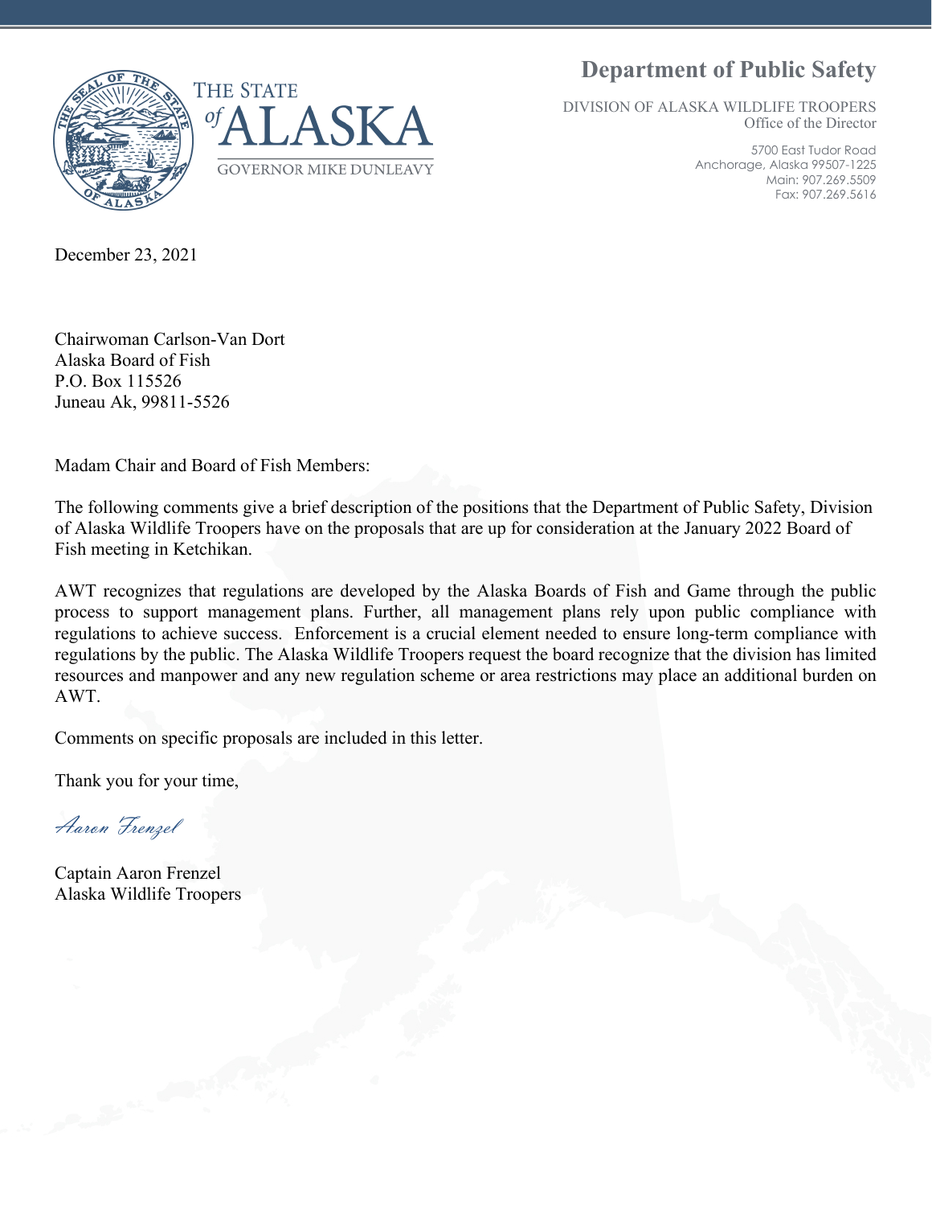THE STATE *of* ALASKA

GOVERNOR MIKE DUNLEAVY

# Department of Public Safety

DIVISION OF ALASKA WILDLIFE TROOPERS
Office of the Director

5700 East Tudor Road
Anchorage, Alaska 99507-1225
Main: 907.269.5509
Fax: 907.269.5616

December 23, 2021

Chairwoman Carlson-Van Dort
Alaska Board of Fish
P.O. Box 115526
Juneau Ak, 99811-5526

Madam Chair and Board of Fish Members:

The following comments give a brief description of the positions that the Department of Public Safety, Division of Alaska Wildlife Troopers have on the proposals that are up for consideration at the January 2022 Board of Fish meeting in Ketchikan.

AWT recognizes that regulations are developed by the Alaska Boards of Fish and Game through the public process to support management plans. Further, all management plans rely upon public compliance with regulations to achieve success. Enforcement is a crucial element needed to ensure long-term compliance with regulations by the public. The Alaska Wildlife Troopers request the board recognize that the division has limited resources and manpower and any new regulation scheme or area restrictions may place an additional burden on AWT.

Comments on specific proposals are included in this letter.

Thank you for your time,

*Aaron Frenzel*

Captain Aaron Frenzel
Alaska Wildlife Troopers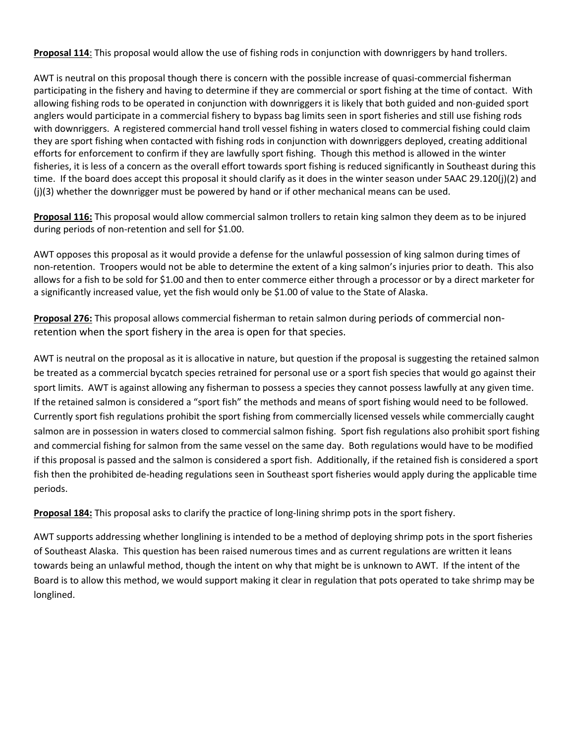**<u>Proposal 114</u>**: This proposal would allow the use of fishing rods in conjunction with downriggers by hand trollers.

AWT is neutral on this proposal though there is concern with the possible increase of quasi-commercial fisherman participating in the fishery and having to determine if they are commercial or sport fishing at the time of contact. With allowing fishing rods to be operated in conjunction with downriggers it is likely that both guided and non-guided sport anglers would participate in a commercial fishery to bypass bag limits seen in sport fisheries and still use fishing rods with downriggers. A registered commercial hand troll vessel fishing in waters closed to commercial fishing could claim they are sport fishing when contacted with fishing rods in conjunction with downriggers deployed, creating additional efforts for enforcement to confirm if they are lawfully sport fishing. Though this method is allowed in the winter fisheries, it is less of a concern as the overall effort towards sport fishing is reduced significantly in Southeast during this time. If the board does accept this proposal it should clarify as it does in the winter season under 5AAC 29.120(j)(2) and (j)(3) whether the downrigger must be powered by hand or if other mechanical means can be used.

**<u>Proposal 116:</u>** This proposal would allow commercial salmon trollers to retain king salmon they deem as to be injured during periods of non-retention and sell for $1.00.

AWT opposes this proposal as it would provide a defense for the unlawful possession of king salmon during times of non-retention. Troopers would not be able to determine the extent of a king salmon's injuries prior to death. This also allows for a fish to be sold for $1.00 and then to enter commerce either through a processor or by a direct marketer for a significantly increased value, yet the fish would only be $1.00 of value to the State of Alaska.

**<u>Proposal 276:</u>** This proposal allows commercial fisherman to retain salmon during periods of commercial non-retention when the sport fishery in the area is open for that species.

AWT is neutral on the proposal as it is allocative in nature, but question if the proposal is suggesting the retained salmon be treated as a commercial bycatch species retrained for personal use or a sport fish species that would go against their sport limits. AWT is against allowing any fisherman to possess a species they cannot possess lawfully at any given time. If the retained salmon is considered a "sport fish" the methods and means of sport fishing would need to be followed. Currently sport fish regulations prohibit the sport fishing from commercially licensed vessels while commercially caught salmon are in possession in waters closed to commercial salmon fishing. Sport fish regulations also prohibit sport fishing and commercial fishing for salmon from the same vessel on the same day. Both regulations would have to be modified if this proposal is passed and the salmon is considered a sport fish. Additionally, if the retained fish is considered a sport fish then the prohibited de-heading regulations seen in Southeast sport fisheries would apply during the applicable time periods.

**<u>Proposal 184:</u>** This proposal asks to clarify the practice of long-lining shrimp pots in the sport fishery.

AWT supports addressing whether longlining is intended to be a method of deploying shrimp pots in the sport fisheries of Southeast Alaska. This question has been raised numerous times and as current regulations are written it leans towards being an unlawful method, though the intent on why that might be is unknown to AWT. If the intent of the Board is to allow this method, we would support making it clear in regulation that pots operated to take shrimp may be longlined.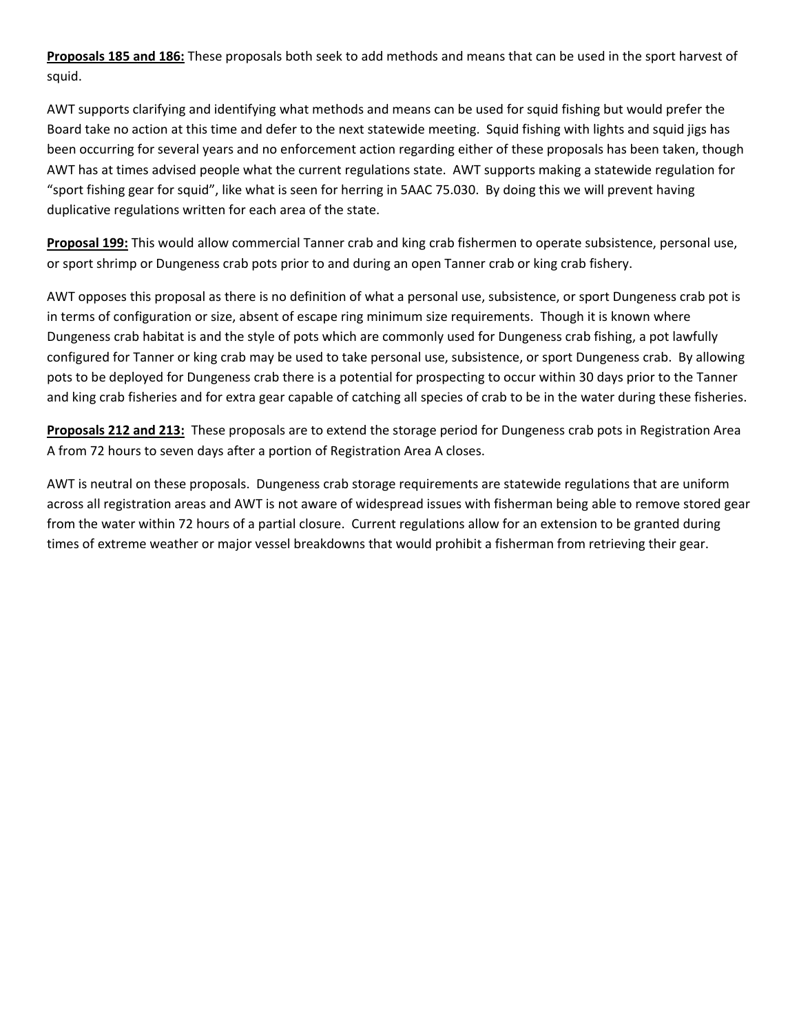**Proposals 185 and 186:** These proposals both seek to add methods and means that can be used in the sport harvest of squid.

AWT supports clarifying and identifying what methods and means can be used for squid fishing but would prefer the Board take no action at this time and defer to the next statewide meeting. Squid fishing with lights and squid jigs has been occurring for several years and no enforcement action regarding either of these proposals has been taken, though AWT has at times advised people what the current regulations state. AWT supports making a statewide regulation for "sport fishing gear for squid", like what is seen for herring in 5AAC 75.030. By doing this we will prevent having duplicative regulations written for each area of the state.

**Proposal 199:** This would allow commercial Tanner crab and king crab fishermen to operate subsistence, personal use, or sport shrimp or Dungeness crab pots prior to and during an open Tanner crab or king crab fishery.

AWT opposes this proposal as there is no definition of what a personal use, subsistence, or sport Dungeness crab pot is in terms of configuration or size, absent of escape ring minimum size requirements. Though it is known where Dungeness crab habitat is and the style of pots which are commonly used for Dungeness crab fishing, a pot lawfully configured for Tanner or king crab may be used to take personal use, subsistence, or sport Dungeness crab. By allowing pots to be deployed for Dungeness crab there is a potential for prospecting to occur within 30 days prior to the Tanner and king crab fisheries and for extra gear capable of catching all species of crab to be in the water during these fisheries.

**Proposals 212 and 213:** These proposals are to extend the storage period for Dungeness crab pots in Registration Area A from 72 hours to seven days after a portion of Registration Area A closes.

AWT is neutral on these proposals. Dungeness crab storage requirements are statewide regulations that are uniform across all registration areas and AWT is not aware of widespread issues with fisherman being able to remove stored gear from the water within 72 hours of a partial closure. Current regulations allow for an extension to be granted during times of extreme weather or major vessel breakdowns that would prohibit a fisherman from retrieving their gear.